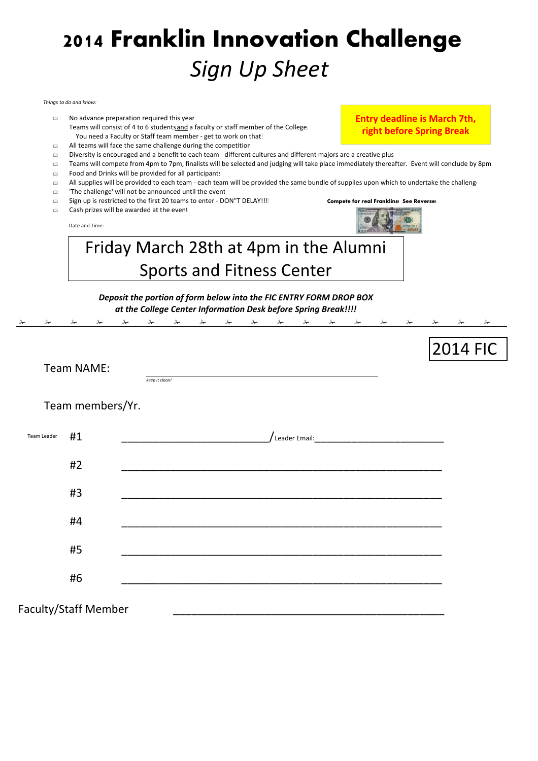# 2014 Franklin Innovation Challenge

## *Sign Up Sheet*

*Things to do and know:*

**Entry deadline is March 7th, right before Spring Break**

- No advance preparation required this year
  Teams will consist of 4 to 6 students and a faculty or staff member of the College.
  You need a Faculty or Staff team member - get to work on that!
- All teams will face the same challenge during the competition
- Diversity is encouraged and a benefit to each team - different cultures and different majors are a creative plus
- Teams will compete from 4pm to 7pm, finalists will be selected and judging will take place immediately thereafter. Event will conclude by 8pm
- Food and Drinks will be provided for all participants
- All supplies will be provided to each team - each team will be provided the same bundle of supplies upon which to undertake the challenge
- 'The challenge' will not be announced until the event
- Sign up is restricted to the first 20 teams to enter - DON"T DELAY!!!
- Cash prizes will be awarded at the event

**Compete for real Franklins! See Reverse!**

Date and Time:

Friday March 28th at 4pm in the Alumni Sports and Fitness Center

***Deposit the portion of form below into the FIC ENTRY FORM DROP BOX at the College Center Information Desk before Spring Break!!!!***

✂ - - - - - - - - - - - - - - - - - - - - - - - - - - - - - - - - - - - - - - -

2014 FIC

Team NAME: ______________________________________
*keep it clean!*

Team members/Yr.

Team Leader #1 ___________________________/ Leader Email: ________________________

#2 ______________________________________________________

#3 ______________________________________________________

#4 ______________________________________________________

#5 ______________________________________________________

#6 ______________________________________________________

Faculty/Staff Member ______________________________________________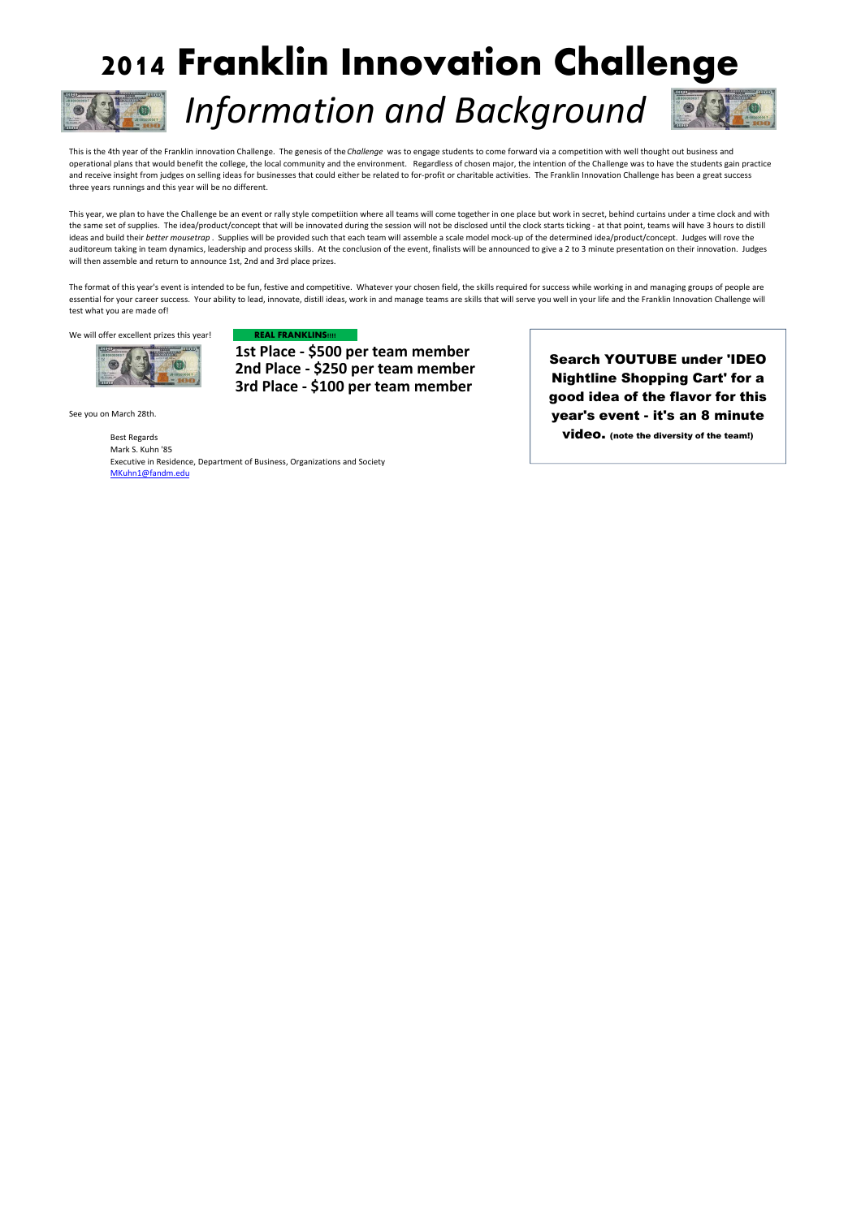# 2014 Franklin Innovation Challenge

## *Information and Background*

This is the 4th year of the Franklin innovation Challenge. The genesis of the *Challenge* was to engage students to come forward via a competition with well thought out business and operational plans that would benefit the college, the local community and the environment. Regardless of chosen major, the intention of the Challenge was to have the students gain practice and receive insight from judges on selling ideas for businesses that could either be related to for-profit or charitable activities. The Franklin Innovation Challenge has been a great success three years runnings and this year will be no different.

This year, we plan to have the Challenge be an event or rally style competiition where all teams will come together in one place but work in secret, behind curtains under a time clock and with the same set of supplies. The idea/product/concept that will be innovated during the session will not be disclosed until the clock starts ticking - at that point, teams will have 3 hours to distill ideas and build their *better mousetrap* . Supplies will be provided such that each team will assemble a scale model mock-up of the determined idea/product/concept. Judges will rove the auditoreum taking in team dynamics, leadership and process skills. At the conclusion of the event, finalists will be announced to give a 2 to 3 minute presentation on their innovation. Judges will then assemble and return to announce 1st, 2nd and 3rd place prizes.

The format of this year's event is intended to be fun, festive and competitive. Whatever your chosen field, the skills required for success while working in and managing groups of people are essential for your career success. Your ability to lead, innovate, distill ideas, work in and manage teams are skills that will serve you well in your life and the Franklin Innovation Challenge will test what you are made of!

We will offer excellent prizes this year!

**REAL FRANKLINS!!!!**

**1st Place - $500 per team member**
**2nd Place - $250 per team member**
**3rd Place - $100 per team member**

**Search YOUTUBE under 'IDEO Nightline Shopping Cart' for a good idea of the flavor for this year's event - it's an 8 minute video. (note the diversity of the team!)**

See you on March 28th.

Best Regards
Mark S. Kuhn '85
Executive in Residence, Department of Business, Organizations and Society
MKuhn1@fandm.edu